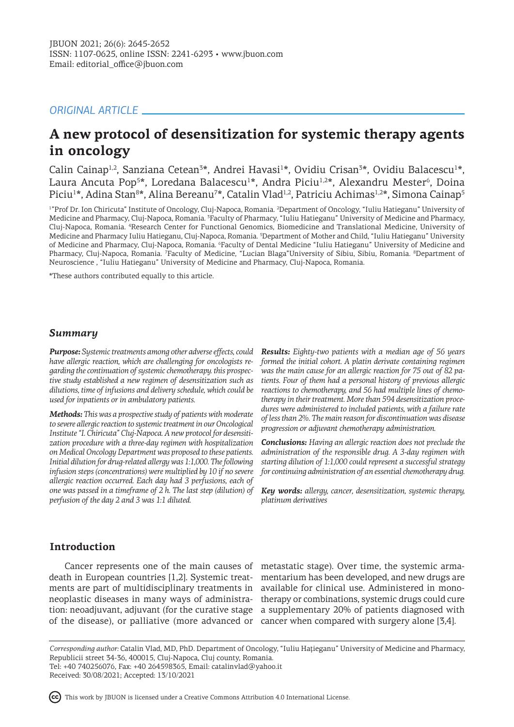*ORIGINAL ARTICLE*

# A new protocol of desensitization for systemic therapy agents in oncology

Calin Cainap[1,2], Sanziana Cetean[3]*, Andrei Havasi[1]*, Ovidiu Crisan[3]*, Ovidiu Balacescu[1]*, Laura Ancuta Pop[5]*, Loredana Balacescu[1]*, Andra Piciu[1,2]*, Alexandru Mester[6], Doina Piciu[1]*, Adina Stan[8]*, Alina Bereanu[7]*, Catalin Vlad[1,2], Patriciu Achimas[1,2]*, Simona Cainap[5]

[1]"Prof Dr. Ion Chiricuta" Institute of Oncology, Cluj-Napoca, Romania. [2]Department of Oncology, "Iuliu Hatieganu" University of Medicine and Pharmacy, Cluj-Napoca, Romania. [3]Faculty of Pharmacy, "Iuliu Hatieganu" University of Medicine and Pharmacy, Cluj-Napoca, Romania. [4]Research Center for Functional Genomics, Biomedicine and Translational Medicine, University of Medicine and Pharmacy Iuliu Hatieganu, Cluj-Napoca, Romania. [5]Department of Mother and Child, "Iuliu Hatieganu" University of Medicine and Pharmacy, Cluj-Napoca, Romania. [6]Faculty of Dental Medicine "Iuliu Hatieganu" University of Medicine and Pharmacy, Cluj-Napoca, Romania. [7]Faculty of Medicine, "Lucian Blaga"University of Sibiu, Sibiu, Romania. [8]Department of Neuroscience , "Iuliu Hatieganu" University of Medicine and Pharmacy, Cluj-Napoca, Romania.

*These authors contributed equally to this article.

## Summary

***Purpose:*** *Systemic treatments among other adverse effects, could have allergic reaction, which are challenging for oncologists regarding the continuation of systemic chemotherapy. this prospective study established a new regimen of desensitization such as dilutions, time of infusions and delivery schedule, which could be used for inpatients or in ambulatory patients.*

***Methods:*** *This was a prospective study of patients with moderate to severe allergic reaction to systemic treatment in our Oncological Institute "I. Chiricuta" Cluj-Napoca. A new protocol for desensitization procedure with a three-day regimen with hospitalization on Medical Oncology Department was proposed to these patients. Initial dilution for drug-related allergy was 1:1,000. The following infusion steps (concentrations) were multiplied by 10 if no severe allergic reaction occurred. Each day had 3 perfusions, each of one was passed in a timeframe of 2 h. The last step (dilution) of perfusion of the day 2 and 3 was 1:1 diluted.*

***Results:*** *Eighty-two patients with a median age of 56 years formed the initial cohort. A platin derivate containing regimen was the main cause for an allergic reaction for 75 out of 82 patients. Four of them had a personal history of previous allergic reactions to chemotherapy, and 56 had multiple lines of chemotherapy in their treatment. More than 594 desensitization procedures were administered to included patients, with a failure rate of less than 2%. The main reason for discontinuation was disease progression or adjuvant chemotherapy administration.*

***Conclusions:*** *Having an allergic reaction does not preclude the administration of the responsible drug. A 3-day regimen with starting dilution of 1:1,000 could represent a successful strategy for continuing administration of an essential chemotherapy drug.*

***Key words:*** *allergy, cancer, desensitization, systemic therapy, platinum derivatives*

## Introduction

Cancer represents one of the main causes of death in European countries [1,2]. Systemic treatments are part of multidisciplinary treatments in neoplastic diseases in many ways of administration: neoadjuvant, adjuvant (for the curative stage of the disease), or palliative (more advanced or metastatic stage). Over time, the systemic armamentarium has been developed, and new drugs are available for clinical use. Administered in monotherapy or combinations, systemic drugs could cure a supplementary 20% of patients diagnosed with cancer when compared with surgery alone [3,4].

*Corresponding author:* Catalin Vlad, MD, PhD. Department of Oncology, "Iuliu Haţieganu" University of Medicine and Pharmacy, Republicii street 34-36, 400015, Cluj-Napoca, Cluj county, Romania.
Tel: +40 740256076, Fax: +40 264598365, Email: catalinvlad@yahoo.it
Received: 30/08/2021; Accepted: 13/10/2021

This work by JBUON is licensed under a Creative Commons Attribution 4.0 International License.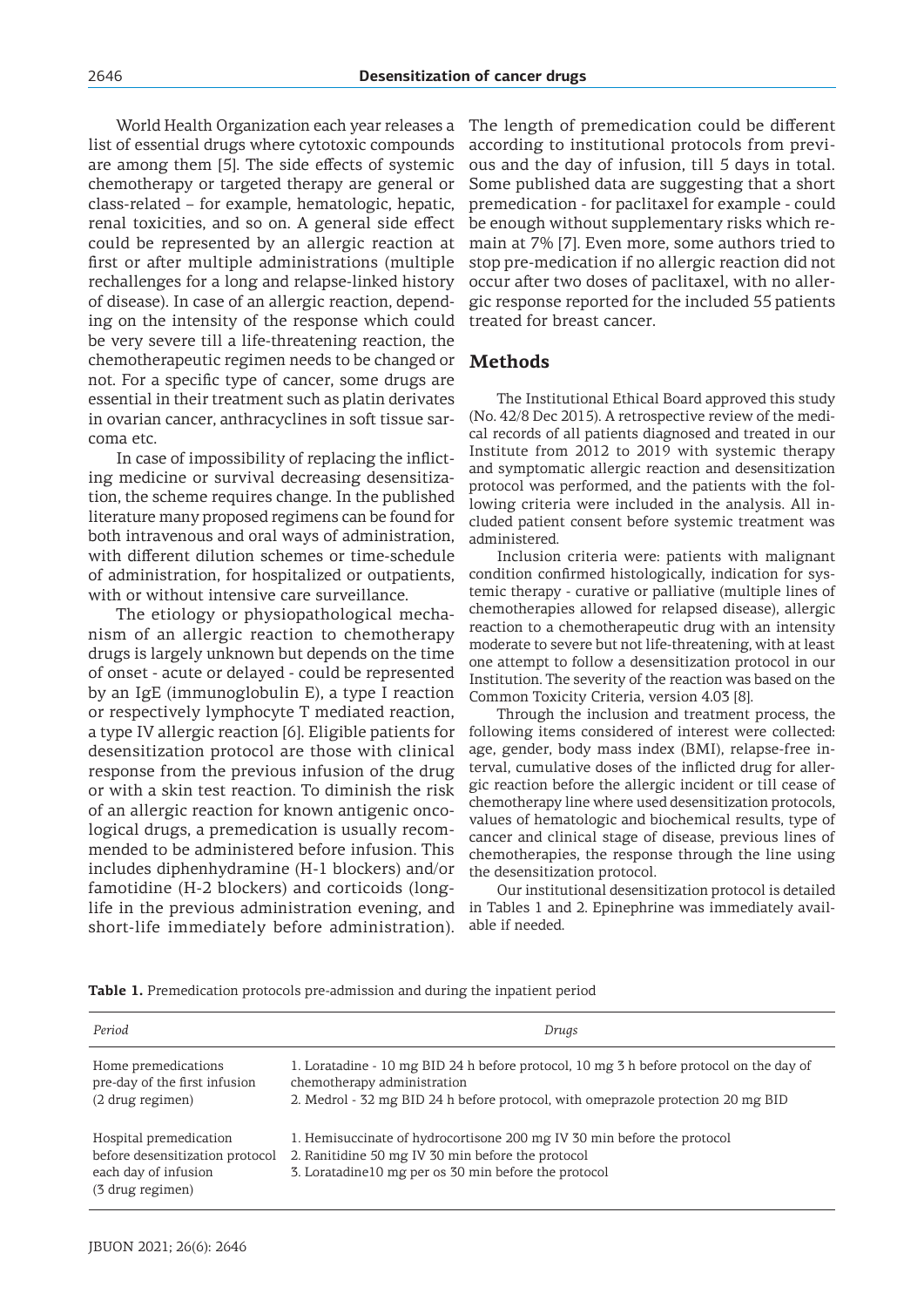World Health Organization each year releases a list of essential drugs where cytotoxic compounds are among them [5]. The side effects of systemic chemotherapy or targeted therapy are general or class-related – for example, hematologic, hepatic, renal toxicities, and so on. A general side effect could be represented by an allergic reaction at first or after multiple administrations (multiple rechallenges for a long and relapse-linked history of disease). In case of an allergic reaction, depending on the intensity of the response which could be very severe till a life-threatening reaction, the chemotherapeutic regimen needs to be changed or not. For a specific type of cancer, some drugs are essential in their treatment such as platin derivates in ovarian cancer, anthracyclines in soft tissue sarcoma etc.

In case of impossibility of replacing the inflicting medicine or survival decreasing desensitization, the scheme requires change. In the published literature many proposed regimens can be found for both intravenous and oral ways of administration, with different dilution schemes or time-schedule of administration, for hospitalized or outpatients, with or without intensive care surveillance.

The etiology or physiopathological mechanism of an allergic reaction to chemotherapy drugs is largely unknown but depends on the time of onset - acute or delayed - could be represented by an IgE (immunoglobulin E), a type I reaction or respectively lymphocyte T mediated reaction, a type IV allergic reaction [6]. Eligible patients for desensitization protocol are those with clinical response from the previous infusion of the drug or with a skin test reaction. To diminish the risk of an allergic reaction for known antigenic oncological drugs, a premedication is usually recommended to be administered before infusion. This includes diphenhydramine (H-1 blockers) and/or famotidine (H-2 blockers) and corticoids (long-life in the previous administration evening, and short-life immediately before administration). The length of premedication could be different according to institutional protocols from previous and the day of infusion, till 5 days in total. Some published data are suggesting that a short premedication - for paclitaxel for example - could be enough without supplementary risks which remain at 7% [7]. Even more, some authors tried to stop pre-medication if no allergic reaction did not occur after two doses of paclitaxel, with no allergic response reported for the included 55 patients treated for breast cancer.

## Methods

The Institutional Ethical Board approved this study (No. 42/8 Dec 2015). A retrospective review of the medical records of all patients diagnosed and treated in our Institute from 2012 to 2019 with systemic therapy and symptomatic allergic reaction and desensitization protocol was performed, and the patients with the following criteria were included in the analysis. All included patient consent before systemic treatment was administered.

Inclusion criteria were: patients with malignant condition confirmed histologically, indication for systemic therapy - curative or palliative (multiple lines of chemotherapies allowed for relapsed disease), allergic reaction to a chemotherapeutic drug with an intensity moderate to severe but not life-threatening, with at least one attempt to follow a desensitization protocol in our Institution. The severity of the reaction was based on the Common Toxicity Criteria, version 4.03 [8].

Through the inclusion and treatment process, the following items considered of interest were collected: age, gender, body mass index (BMI), relapse-free interval, cumulative doses of the inflicted drug for allergic reaction before the allergic incident or till cease of chemotherapy line where used desensitization protocols, values of hematologic and biochemical results, type of cancer and clinical stage of disease, previous lines of chemotherapies, the response through the line using the desensitization protocol.

Our institutional desensitization protocol is detailed in Tables 1 and 2. Epinephrine was immediately available if needed.

**Table 1.** Premedication protocols pre-admission and during the inpatient period

| *Period* | *Drugs* |
|---|---|
| Home premedications pre-day of the first infusion (2 drug regimen) | 1. Loratadine - 10 mg BID 24 h before protocol, 10 mg 3 h before protocol on the day of chemotherapy administration<br>2. Medrol - 32 mg BID 24 h before protocol, with omeprazole protection 20 mg BID |
| Hospital premedication before desensitization protocol each day of infusion (3 drug regimen) | 1. Hemisuccinate of hydrocortisone 200 mg IV 30 min before the protocol<br>2. Ranitidine 50 mg IV 30 min before the protocol<br>3. Loratadine10 mg per os 30 min before the protocol |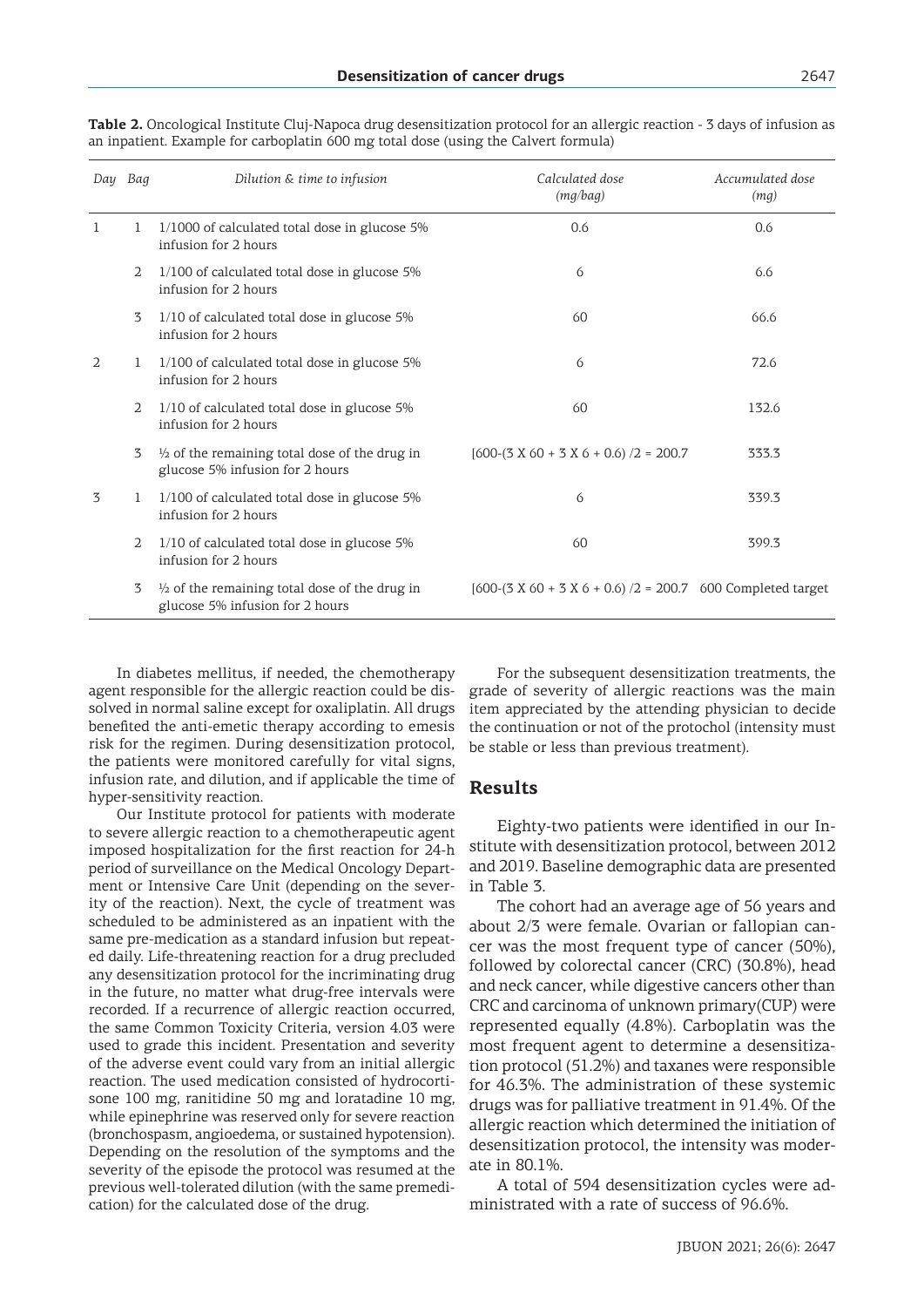**Table 2.** Oncological Institute Cluj-Napoca drug desensitization protocol for an allergic reaction - 3 days of infusion as an inpatient. Example for carboplatin 600 mg total dose (using the Calvert formula)

| Day | Bag | Dilution & time to infusion | Calculated dose (mg/bag) | Accumulated dose (mg) |
|---|---|---|---|---|
| 1 | 1 | 1/1000 of calculated total dose in glucose 5% infusion for 2 hours | 0.6 | 0.6 |
| | 2 | 1/100 of calculated total dose in glucose 5% infusion for 2 hours | 6 | 6.6 |
| | 3 | 1/10 of calculated total dose in glucose 5% infusion for 2 hours | 60 | 66.6 |
| 2 | 1 | 1/100 of calculated total dose in glucose 5% infusion for 2 hours | 6 | 72.6 |
| | 2 | 1/10 of calculated total dose in glucose 5% infusion for 2 hours | 60 | 132.6 |
| | 3 | ½ of the remaining total dose of the drug in glucose 5% infusion for 2 hours | [600-(3 X 60 + 3 X 6 + 0.6) /2 = 200.7 | 333.3 |
| 3 | 1 | 1/100 of calculated total dose in glucose 5% infusion for 2 hours | 6 | 339.3 |
| | 2 | 1/10 of calculated total dose in glucose 5% infusion for 2 hours | 60 | 399.3 |
| | 3 | ½ of the remaining total dose of the drug in glucose 5% infusion for 2 hours | [600-(3 X 60 + 3 X 6 + 0.6) /2 = 200.7 | 600 Completed target |

In diabetes mellitus, if needed, the chemotherapy agent responsible for the allergic reaction could be dissolved in normal saline except for oxaliplatin. All drugs benefited the anti-emetic therapy according to emesis risk for the regimen. During desensitization protocol, the patients were monitored carefully for vital signs, infusion rate, and dilution, and if applicable the time of hyper-sensitivity reaction.

Our Institute protocol for patients with moderate to severe allergic reaction to a chemotherapeutic agent imposed hospitalization for the first reaction for 24-h period of surveillance on the Medical Oncology Department or Intensive Care Unit (depending on the severity of the reaction). Next, the cycle of treatment was scheduled to be administered as an inpatient with the same pre-medication as a standard infusion but repeated daily. Life-threatening reaction for a drug precluded any desensitization protocol for the incriminating drug in the future, no matter what drug-free intervals were recorded. If a recurrence of allergic reaction occurred, the same Common Toxicity Criteria, version 4.03 were used to grade this incident. Presentation and severity of the adverse event could vary from an initial allergic reaction. The used medication consisted of hydrocortisone 100 mg, ranitidine 50 mg and loratadine 10 mg, while epinephrine was reserved only for severe reaction (bronchospasm, angioedema, or sustained hypotension). Depending on the resolution of the symptoms and the severity of the episode the protocol was resumed at the previous well-tolerated dilution (with the same premedication) for the calculated dose of the drug.

For the subsequent desensitization treatments, the grade of severity of allergic reactions was the main item appreciated by the attending physician to decide the continuation or not of the prothocol (intensity must be stable or less than previous treatment).

## Results

Eighty-two patients were identified in our Institute with desensitization protocol, between 2012 and 2019. Baseline demographic data are presented in Table 3.

The cohort had an average age of 56 years and about 2/3 were female. Ovarian or fallopian cancer was the most frequent type of cancer (50%), followed by colorectal cancer (CRC) (30.8%), head and neck cancer, while digestive cancers other than CRC and carcinoma of unknown primary(CUP) were represented equally (4.8%). Carboplatin was the most frequent agent to determine a desensitization protocol (51.2%) and taxanes were responsible for 46.3%. The administration of these systemic drugs was for palliative treatment in 91.4%. Of the allergic reaction which determined the initiation of desensitization protocol, the intensity was moderate in 80.1%.

A total of 594 desensitization cycles were administrated with a rate of success of 96.6%.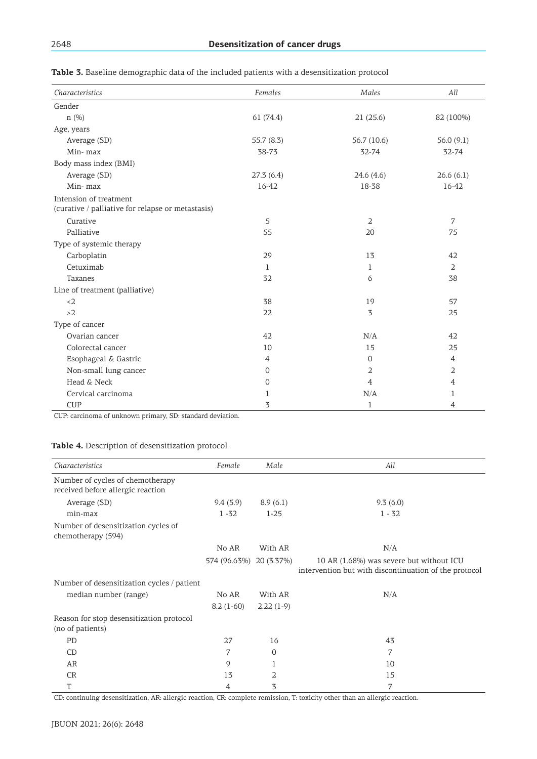**Table 3.** Baseline demographic data of the included patients with a desensitization protocol

| *Characteristics* | *Females* | *Males* | *All* |
|---|---|---|---|
| Gender | | | |
| n (%) | 61 (74.4) | 21 (25.6) | 82 (100%) |
| Age, years | | | |
| Average (SD) | 55.7 (8.3) | 56.7 (10.6) | 56.0 (9.1) |
| Min- max | 38-73 | 32-74 | 32-74 |
| Body mass index (BMI) | | | |
| Average (SD) | 27.3 (6.4) | 24.6 (4.6) | 26.6 (6.1) |
| Min- max | 16-42 | 18-38 | 16-42 |
| Intension of treatment (curative / palliative for relapse or metastasis) | | | |
| Curative | 5 | 2 | 7 |
| Palliative | 55 | 20 | 75 |
| Type of systemic therapy | | | |
| Carboplatin | 29 | 13 | 42 |
| Cetuximab | 1 | 1 | 2 |
| Taxanes | 32 | 6 | 38 |
| Line of treatment (palliative) | | | |
| <2 | 38 | 19 | 57 |
| >2 | 22 | 3 | 25 |
| Type of cancer | | | |
| Ovarian cancer | 42 | N/A | 42 |
| Colorectal cancer | 10 | 15 | 25 |
| Esophageal & Gastric | 4 | 0 | 4 |
| Non-small lung cancer | 0 | 2 | 2 |
| Head & Neck | 0 | 4 | 4 |
| Cervical carcinoma | 1 | N/A | 1 |
| CUP | 3 | 1 | 4 |

CUP: carcinoma of unknown primary, SD: standard deviation.

**Table 4.** Description of desensitization protocol

| *Characteristics* | *Female* | *Male* | *All* |
|---|---|---|---|
| Number of cycles of chemotherapy received before allergic reaction | | | |
| Average (SD) | 9.4 (5.9) | 8.9 (6.1) | 9.3 (6.0) |
| min-max | 1 -32 | 1-25 | 1 - 32 |
| Number of desensitization cycles of chemotherapy (594) | | | |
| | No AR | With AR | N/A |
| | 574 (96.63%) | 20 (3.37%) | 10 AR (1.68%) was severe but without ICU intervention but with discontinuation of the protocol |
| Number of desensitization cycles / patient | | | |
| median number (range) | No AR | With AR | N/A |
| | 8.2 (1-60) | 2.22 (1-9) | |
| Reason for stop desensitization protocol (no of patients) | | | |
| PD | 27 | 16 | 43 |
| CD | 7 | 0 | 7 |
| AR | 9 | 1 | 10 |
| CR | 13 | 2 | 15 |
| T | 4 | 3 | 7 |

CD: continuing desensitization, AR: allergic reaction, CR: complete remission, T: toxicity other than an allergic reaction.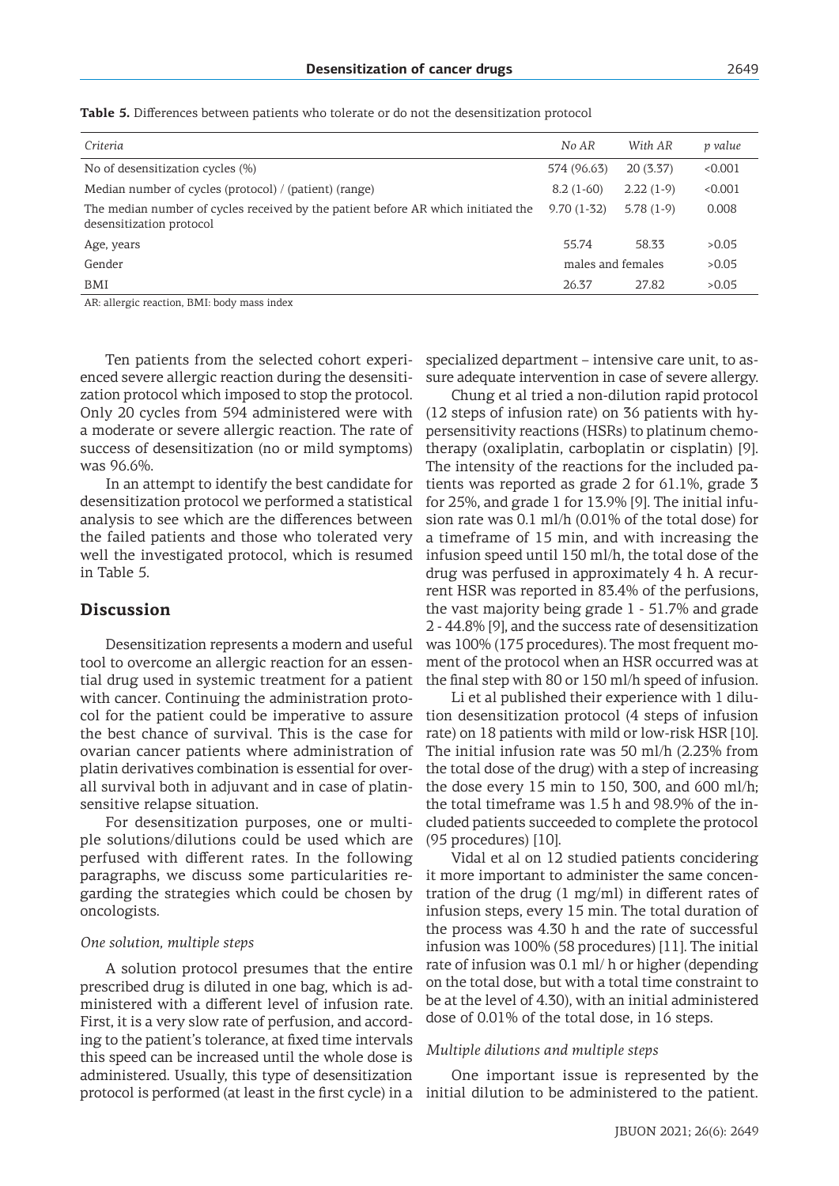**Table 5.** Differences between patients who tolerate or do not the desensitization protocol

| Criteria | No AR | With AR | p value |
|---|---|---|---|
| No of desensitization cycles (%) | 574 (96.63) | 20 (3.37) | <0.001 |
| Median number of cycles (protocol) / (patient) (range) | 8.2 (1-60) | 2.22 (1-9) | <0.001 |
| The median number of cycles received by the patient before AR which initiated the desensitization protocol | 9.70 (1-32) | 5.78 (1-9) | 0.008 |
| Age, years | 55.74 | 58.33 | >0.05 |
| Gender | males and females | | >0.05 |
| BMI | 26.37 | 27.82 | >0.05 |

AR: allergic reaction, BMI: body mass index

Ten patients from the selected cohort experienced severe allergic reaction during the desensitization protocol which imposed to stop the protocol. Only 20 cycles from 594 administered were with a moderate or severe allergic reaction. The rate of success of desensitization (no or mild symptoms) was 96.6%.

In an attempt to identify the best candidate for desensitization protocol we performed a statistical analysis to see which are the differences between the failed patients and those who tolerated very well the investigated protocol, which is resumed in Table 5.

## Discussion

Desensitization represents a modern and useful tool to overcome an allergic reaction for an essential drug used in systemic treatment for a patient with cancer. Continuing the administration protocol for the patient could be imperative to assure the best chance of survival. This is the case for ovarian cancer patients where administration of platin derivatives combination is essential for overall survival both in adjuvant and in case of platin-sensitive relapse situation.

For desensitization purposes, one or multiple solutions/dilutions could be used which are perfused with different rates. In the following paragraphs, we discuss some particularities regarding the strategies which could be chosen by oncologists.

### *One solution, multiple steps*

A solution protocol presumes that the entire prescribed drug is diluted in one bag, which is administered with a different level of infusion rate. First, it is a very slow rate of perfusion, and according to the patient's tolerance, at fixed time intervals this speed can be increased until the whole dose is administered. Usually, this type of desensitization protocol is performed (at least in the first cycle) in a specialized department – intensive care unit, to assure adequate intervention in case of severe allergy.

Chung et al tried a non-dilution rapid protocol (12 steps of infusion rate) on 36 patients with hypersensitivity reactions (HSRs) to platinum chemotherapy (oxaliplatin, carboplatin or cisplatin) [9]. The intensity of the reactions for the included patients was reported as grade 2 for 61.1%, grade 3 for 25%, and grade 1 for 13.9% [9]. The initial infusion rate was 0.1 ml/h (0.01% of the total dose) for a timeframe of 15 min, and with increasing the infusion speed until 150 ml/h, the total dose of the drug was perfused in approximately 4 h. A recurrent HSR was reported in 83.4% of the perfusions, the vast majority being grade 1 - 51.7% and grade 2 - 44.8% [9], and the success rate of desensitization was 100% (175 procedures). The most frequent moment of the protocol when an HSR occurred was at the final step with 80 or 150 ml/h speed of infusion.

Li et al published their experience with 1 dilution desensitization protocol (4 steps of infusion rate) on 18 patients with mild or low-risk HSR [10]. The initial infusion rate was 50 ml/h (2.23% from the total dose of the drug) with a step of increasing the dose every 15 min to 150, 300, and 600 ml/h; the total timeframe was 1.5 h and 98.9% of the included patients succeeded to complete the protocol (95 procedures) [10].

Vidal et al on 12 studied patients concidering it more important to administer the same concentration of the drug (1 mg/ml) in different rates of infusion steps, every 15 min. The total duration of the process was 4.30 h and the rate of successful infusion was 100% (58 procedures) [11]. The initial rate of infusion was 0.1 ml/ h or higher (depending on the total dose, but with a total time constraint to be at the level of 4.30), with an initial administered dose of 0.01% of the total dose, in 16 steps.

### *Multiple dilutions and multiple steps*

One important issue is represented by the initial dilution to be administered to the patient.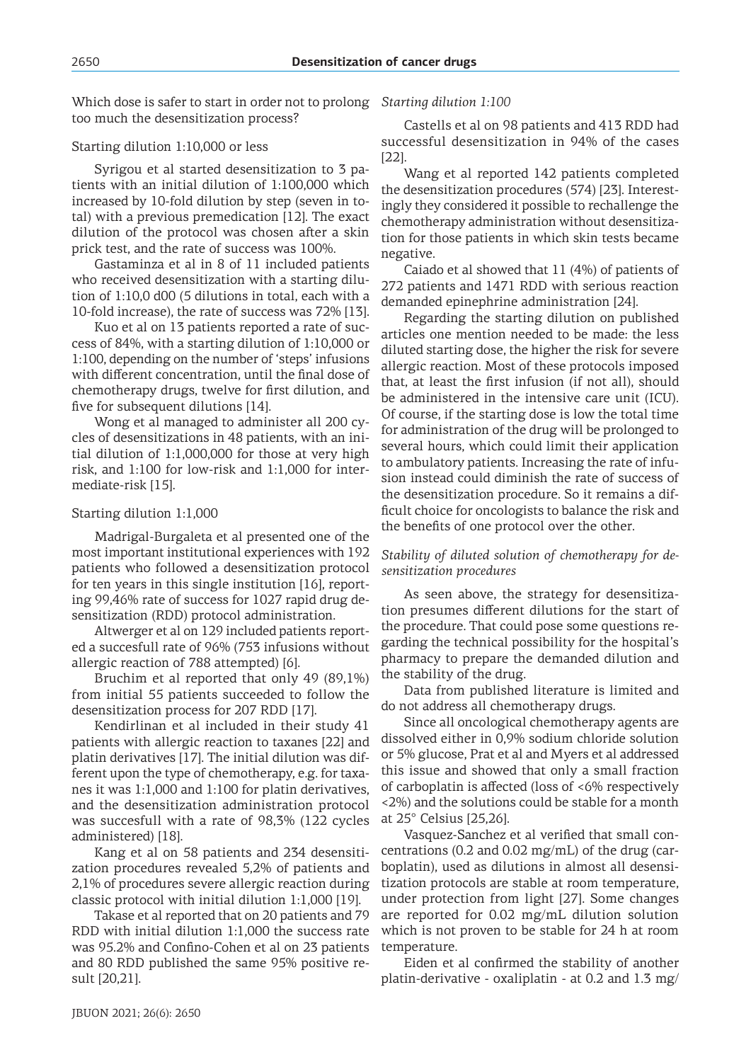Which dose is safer to start in order not to prolong too much the desensitization process?

Starting dilution 1:10,000 or less

Syrigou et al started desensitization to 3 patients with an initial dilution of 1:100,000 which increased by 10-fold dilution by step (seven in total) with a previous premedication [12]. The exact dilution of the protocol was chosen after a skin prick test, and the rate of success was 100%.

Gastaminza et al in 8 of 11 included patients who received desensitization with a starting dilution of 1:10,0 d00 (5 dilutions in total, each with a 10-fold increase), the rate of success was 72% [13].

Kuo et al on 13 patients reported a rate of success of 84%, with a starting dilution of 1:10,000 or 1:100, depending on the number of 'steps' infusions with different concentration, until the final dose of chemotherapy drugs, twelve for first dilution, and five for subsequent dilutions [14].

Wong et al managed to administer all 200 cycles of desensitizations in 48 patients, with an initial dilution of 1:1,000,000 for those at very high risk, and 1:100 for low-risk and 1:1,000 for intermediate-risk [15].

Starting dilution 1:1,000

Madrigal-Burgaleta et al presented one of the most important institutional experiences with 192 patients who followed a desensitization protocol for ten years in this single institution [16], reporting 99,46% rate of success for 1027 rapid drug desensitization (RDD) protocol administration.

Altwerger et al on 129 included patients reported a succesfull rate of 96% (753 infusions without allergic reaction of 788 attempted) [6].

Bruchim et al reported that only 49 (89,1%) from initial 55 patients succeeded to follow the desensitization process for 207 RDD [17].

Kendirlinan et al included in their study 41 patients with allergic reaction to taxanes [22] and platin derivatives [17]. The initial dilution was different upon the type of chemotherapy, e.g. for taxanes it was 1:1,000 and 1:100 for platin derivatives, and the desensitization administration protocol was succesfull with a rate of 98,3% (122 cycles administered) [18].

Kang et al on 58 patients and 234 desensitization procedures revealed 5,2% of patients and 2,1% of procedures severe allergic reaction during classic protocol with initial dilution 1:1,000 [19].

Takase et al reported that on 20 patients and 79 RDD with initial dilution 1:1,000 the success rate was 95.2% and Confino-Cohen et al on 23 patients and 80 RDD published the same 95% positive result [20,21].

*Starting dilution 1:100*

Castells et al on 98 patients and 413 RDD had successful desensitization in 94% of the cases [22].

Wang et al reported 142 patients completed the desensitization procedures (574) [23]. Interestingly they considered it possible to rechallenge the chemotherapy administration without desensitization for those patients in which skin tests became negative.

Caiado et al showed that 11 (4%) of patients of 272 patients and 1471 RDD with serious reaction demanded epinephrine administration [24].

Regarding the starting dilution on published articles one mention needed to be made: the less diluted starting dose, the higher the risk for severe allergic reaction. Most of these protocols imposed that, at least the first infusion (if not all), should be administered in the intensive care unit (ICU). Of course, if the starting dose is low the total time for administration of the drug will be prolonged to several hours, which could limit their application to ambulatory patients. Increasing the rate of infusion instead could diminish the rate of success of the desensitization procedure. So it remains a difficult choice for oncologists to balance the risk and the benefits of one protocol over the other.

*Stability of diluted solution of chemotherapy for desensitization procedures*

As seen above, the strategy for desensitization presumes different dilutions for the start of the procedure. That could pose some questions regarding the technical possibility for the hospital's pharmacy to prepare the demanded dilution and the stability of the drug.

Data from published literature is limited and do not address all chemotherapy drugs.

Since all oncological chemotherapy agents are dissolved either in 0,9% sodium chloride solution or 5% glucose, Prat et al and Myers et al addressed this issue and showed that only a small fraction of carboplatin is affected (loss of <6% respectively <2%) and the solutions could be stable for a month at 25° Celsius [25,26].

Vasquez-Sanchez et al verified that small concentrations (0.2 and 0.02 mg/mL) of the drug (carboplatin), used as dilutions in almost all desensitization protocols are stable at room temperature, under protection from light [27]. Some changes are reported for 0.02 mg/mL dilution solution which is not proven to be stable for 24 h at room temperature.

Eiden et al confirmed the stability of another platin-derivative - oxaliplatin - at 0.2 and 1.3 mg/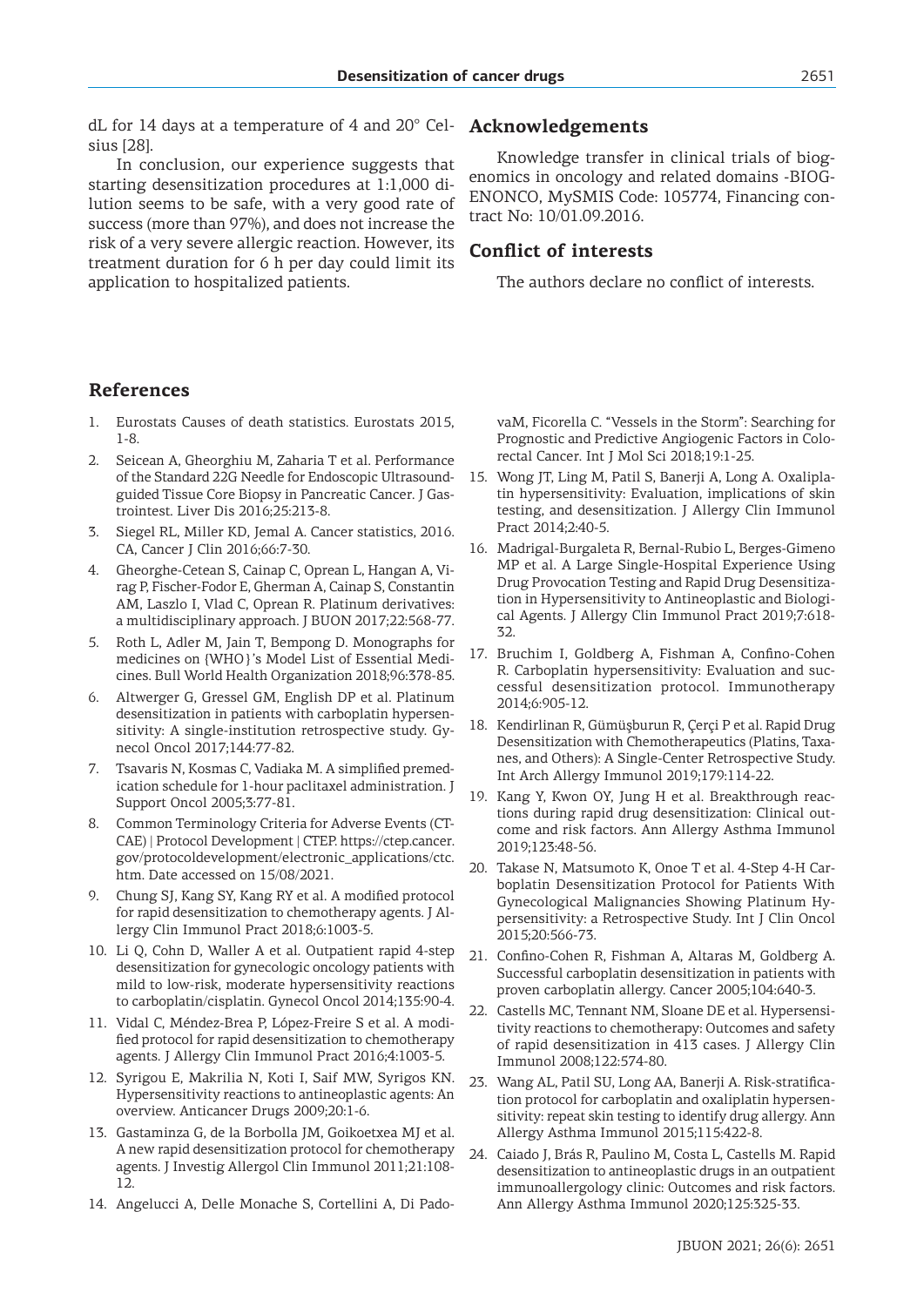dL for 14 days at a temperature of 4 and 20° Celsius [28].

In conclusion, our experience suggests that starting desensitization procedures at 1:1,000 dilution seems to be safe, with a very good rate of success (more than 97%), and does not increase the risk of a very severe allergic reaction. However, its treatment duration for 6 h per day could limit its application to hospitalized patients.

## Acknowledgements

Knowledge transfer in clinical trials of biogenomics in oncology and related domains -BIOGENONCO, MySMIS Code: 105774, Financing contract No: 10/01.09.2016.

## Conflict of interests

The authors declare no conflict of interests.

## References

1. Eurostats Causes of death statistics. Eurostats 2015, 1-8.
2. Seicean A, Gheorghiu M, Zaharia T et al. Performance of the Standard 22G Needle for Endoscopic Ultrasound-guided Tissue Core Biopsy in Pancreatic Cancer. J Gastrointest. Liver Dis 2016;25:213-8.
3. Siegel RL, Miller KD, Jemal A. Cancer statistics, 2016. CA, Cancer J Clin 2016;66:7-30.
4. Gheorghe-Cetean S, Cainap C, Oprean L, Hangan A, Virag P, Fischer-Fodor E, Gherman A, Cainap S, Constantin AM, Laszlo I, Vlad C, Oprean R. Platinum derivatives: a multidisciplinary approach. J BUON 2017;22:568-77.
5. Roth L, Adler M, Jain T, Bempong D. Monographs for medicines on {WHO}'s Model List of Essential Medicines. Bull World Health Organization 2018;96:378-85.
6. Altwerger G, Gressel GM, English DP et al. Platinum desensitization in patients with carboplatin hypersensitivity: A single-institution retrospective study. Gynecol Oncol 2017;144:77-82.
7. Tsavaris N, Kosmas C, Vadiaka M. A simplified premedication schedule for 1-hour paclitaxel administration. J Support Oncol 2005;3:77-81.
8. Common Terminology Criteria for Adverse Events (CTCAE) | Protocol Development | CTEP. https://ctep.cancer.gov/protocoldevelopment/electronic_applications/ctc.htm. Date accessed on 15/08/2021.
9. Chung SJ, Kang SY, Kang RY et al. A modified protocol for rapid desensitization to chemotherapy agents. J Allergy Clin Immunol Pract 2018;6:1003-5.
10. Li Q, Cohn D, Waller A et al. Outpatient rapid 4-step desensitization for gynecologic oncology patients with mild to low-risk, moderate hypersensitivity reactions to carboplatin/cisplatin. Gynecol Oncol 2014;135:90-4.
11. Vidal C, Méndez-Brea P, López-Freire S et al. A modified protocol for rapid desensitization to chemotherapy agents. J Allergy Clin Immunol Pract 2016;4:1003-5.
12. Syrigou E, Makrilia N, Koti I, Saif MW, Syrigos KN. Hypersensitivity reactions to antineoplastic agents: An overview. Anticancer Drugs 2009;20:1-6.
13. Gastaminza G, de la Borbolla JM, Goikoetxea MJ et al. A new rapid desensitization protocol for chemotherapy agents. J Investig Allergol Clin Immunol 2011;21:108-12.
14. Angelucci A, Delle Monache S, Cortellini A, Di PadovaM, Ficorella C. "Vessels in the Storm": Searching for Prognostic and Predictive Angiogenic Factors in Colorectal Cancer. Int J Mol Sci 2018;19:1-25.
15. Wong JT, Ling M, Patil S, Banerji A, Long A. Oxaliplatin hypersensitivity: Evaluation, implications of skin testing, and desensitization. J Allergy Clin Immunol Pract 2014;2:40-5.
16. Madrigal-Burgaleta R, Bernal-Rubio L, Berges-Gimeno MP et al. A Large Single-Hospital Experience Using Drug Provocation Testing and Rapid Drug Desensitization in Hypersensitivity to Antineoplastic and Biological Agents. J Allergy Clin Immunol Pract 2019;7:618-32.
17. Bruchim I, Goldberg A, Fishman A, Confino-Cohen R. Carboplatin hypersensitivity: Evaluation and successful desensitization protocol. Immunotherapy 2014;6:905-12.
18. Kendirlinan R, Gümüşburun R, Çerçi P et al. Rapid Drug Desensitization with Chemotherapeutics (Platins, Taxanes, and Others): A Single-Center Retrospective Study. Int Arch Allergy Immunol 2019;179:114-22.
19. Kang Y, Kwon OY, Jung H et al. Breakthrough reactions during rapid drug desensitization: Clinical outcome and risk factors. Ann Allergy Asthma Immunol 2019;123:48-56.
20. Takase N, Matsumoto K, Onoe T et al. 4-Step 4-H Carboplatin Desensitization Protocol for Patients With Gynecological Malignancies Showing Platinum Hypersensitivity: a Retrospective Study. Int J Clin Oncol 2015;20:566-73.
21. Confino-Cohen R, Fishman A, Altaras M, Goldberg A. Successful carboplatin desensitization in patients with proven carboplatin allergy. Cancer 2005;104:640-3.
22. Castells MC, Tennant NM, Sloane DE et al. Hypersensitivity reactions to chemotherapy: Outcomes and safety of rapid desensitization in 413 cases. J Allergy Clin Immunol 2008;122:574-80.
23. Wang AL, Patil SU, Long AA, Banerji A. Risk-stratification protocol for carboplatin and oxaliplatin hypersensitivity: repeat skin testing to identify drug allergy. Ann Allergy Asthma Immunol 2015;115:422-8.
24. Caiado J, Brás R, Paulino M, Costa L, Castells M. Rapid desensitization to antineoplastic drugs in an outpatient immunoallergology clinic: Outcomes and risk factors. Ann Allergy Asthma Immunol 2020;125:325-33.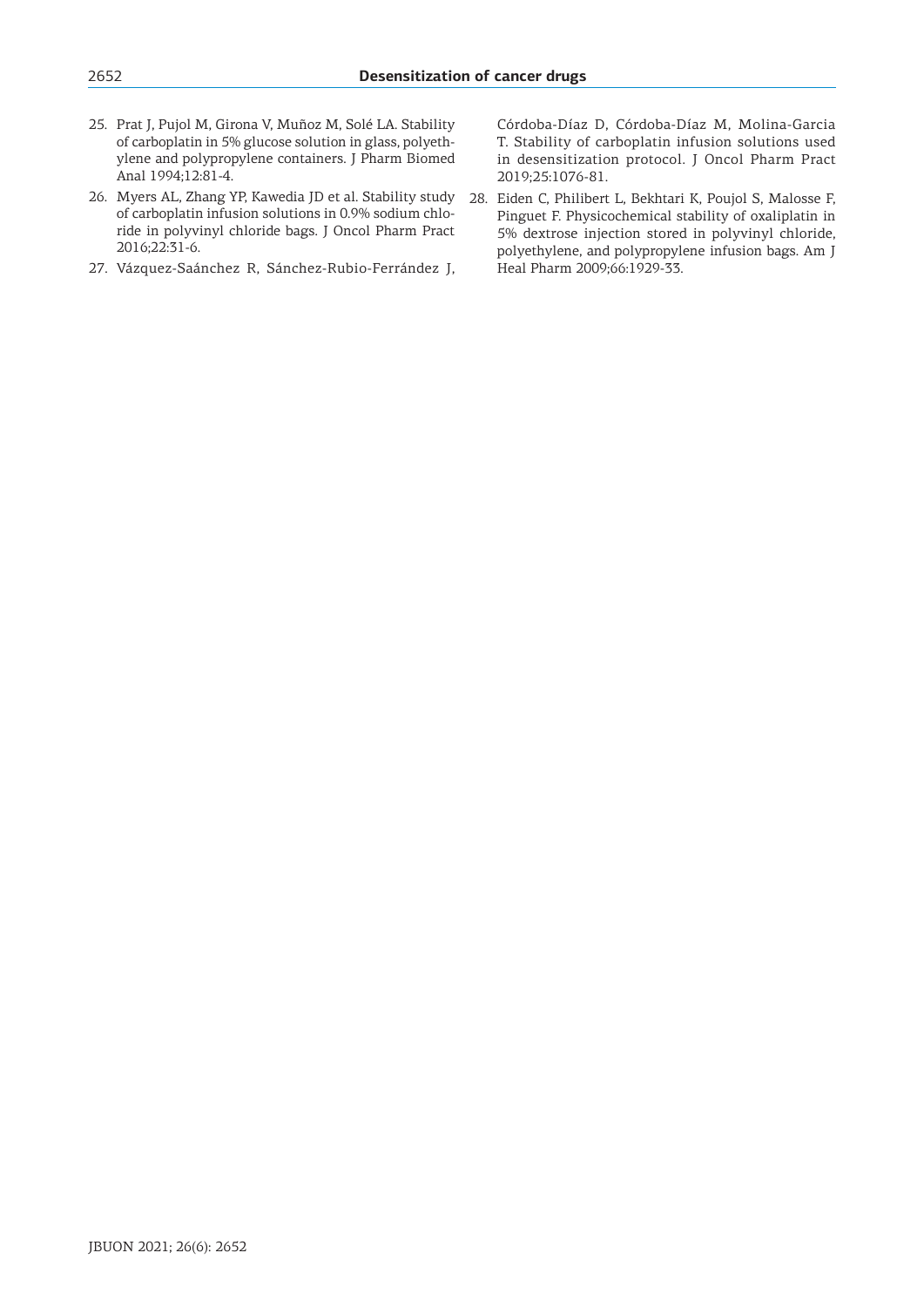25. Prat J, Pujol M, Girona V, Muñoz M, Solé LA. Stability of carboplatin in 5% glucose solution in glass, polyethylene and polypropylene containers. J Pharm Biomed Anal 1994;12:81-4.
26. Myers AL, Zhang YP, Kawedia JD et al. Stability study of carboplatin infusion solutions in 0.9% sodium chloride in polyvinyl chloride bags. J Oncol Pharm Pract 2016;22:31-6.
27. Vázquez-Saánchez R, Sánchez-Rubio-Ferrández J, Córdoba-Díaz D, Córdoba-Díaz M, Molina-Garcia T. Stability of carboplatin infusion solutions used in desensitization protocol. J Oncol Pharm Pract 2019;25:1076-81.
28. Eiden C, Philibert L, Bekhtari K, Poujol S, Malosse F, Pinguet F. Physicochemical stability of oxaliplatin in 5% dextrose injection stored in polyvinyl chloride, polyethylene, and polypropylene infusion bags. Am J Heal Pharm 2009;66:1929-33.